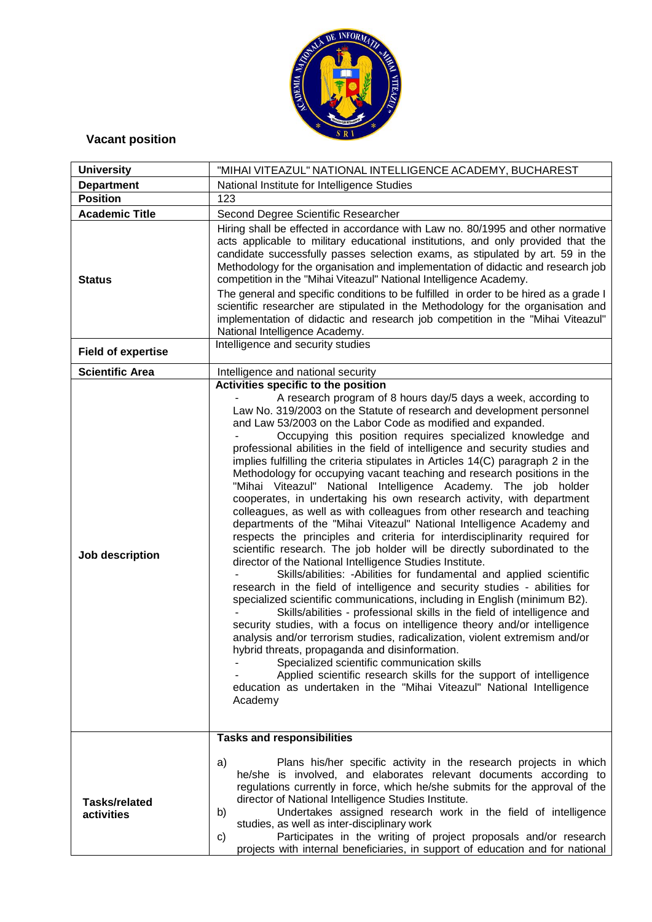## Vacant position

| University | "MIHAI VITEAZUL" NATIONAL INTELLIGENCE ACADEMY, BUCHAREST |
|---|---|
| Department | National Institute for Intelligence Studies |
| Position | 123 |
| Academic Title | Second Degree Scientific Researcher |
| Status | Hiring shall be effected in accordance with Law no. 80/1995 and other normative acts applicable to military educational institutions, and only provided that the candidate successfully passes selection exams, as stipulated by art. 59 in the Methodology for the organisation and implementation of didactic and research job competition in the "Mihai Viteazul" National Intelligence Academy.<br>The general and specific conditions to be fulfilled in order to be hired as a grade I scientific researcher are stipulated in the Methodology for the organisation and implementation of didactic and research job competition in the "Mihai Viteazul" National Intelligence Academy. |
| Field of expertise | Intelligence and security studies |
| Scientific Area | Intelligence and national security |
| Job description | **Activities specific to the position**<br>- A research program of 8 hours day/5 days a week, according to Law No. 319/2003 on the Statute of research and development personnel and Law 53/2003 on the Labor Code as modified and expanded.<br>- Occupying this position requires specialized knowledge and professional abilities in the field of intelligence and security studies and implies fulfilling the criteria stipulated in Articles 14(C) paragraph 2 in the Methodology for occupying vacant teaching and research positions in the "Mihai Viteazul" National Intelligence Academy. The job holder cooperates, in undertaking his own research activity, with department colleagues, as well as with colleagues from other research and teaching departments of the "Mihai Viteazul" National Intelligence Academy and respects the principles and criteria for interdisciplinarity required for scientific research. The job holder will be directly subordinated to the director of the National Intelligence Studies Institute.<br>- Skills/abilities: -Abilities for fundamental and applied scientific research in the field of intelligence and security studies - abilities for specialized scientific communications, including in English (minimum B2).<br>- Skills/abilities - professional skills in the field of intelligence and security studies, with a focus on intelligence theory and/or intelligence analysis and/or terrorism studies, radicalization, violent extremism and/or hybrid threats, propaganda and disinformation.<br>- Specialized scientific communication skills<br>- Applied scientific research skills for the support of intelligence education as undertaken in the "Mihai Viteazul" National Intelligence Academy |
| Tasks/related activities | **Tasks and responsibilities**<br>a) Plans his/her specific activity in the research projects in which he/she is involved, and elaborates relevant documents according to regulations currently in force, which he/she submits for the approval of the director of National Intelligence Studies Institute.<br>b) Undertakes assigned research work in the field of intelligence studies, as well as inter-disciplinary work<br>c) Participates in the writing of project proposals and/or research projects with internal beneficiaries, in support of education and for national |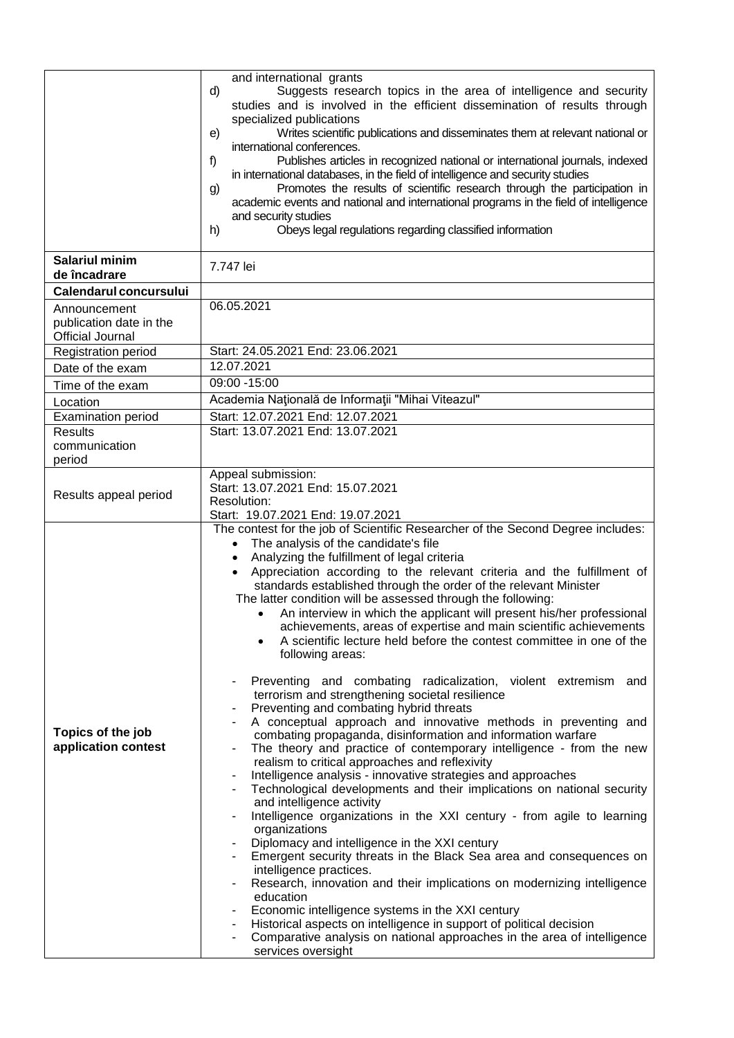| | |
|---|---|
| | and international grants<br>d) Suggests research topics in the area of intelligence and security studies and is involved in the efficient dissemination of results through specialized publications<br>e) Writes scientific publications and disseminates them at relevant national or international conferences.<br>f) Publishes articles in recognized national or international journals, indexed in international databases, in the field of intelligence and security studies<br>g) Promotes the results of scientific research through the participation in academic events and national and international programs in the field of intelligence and security studies<br>h) Obeys legal regulations regarding classified information |
| **Salariul minim de încadrare** | 7.747 lei |
| **Calendarul concursului** | |
| Announcement publication date in the Official Journal | 06.05.2021 |
| Registration period | Start: 24.05.2021 End: 23.06.2021 |
| Date of the exam | 12.07.2021 |
| Time of the exam | 09:00 -15:00 |
| Location | Academia Naţională de Informaţii "Mihai Viteazul" |
| Examination period | Start: 12.07.2021 End: 12.07.2021 |
| Results communication period | Start: 13.07.2021 End: 13.07.2021 |
| Results appeal period | Appeal submission:<br>Start: 13.07.2021 End: 15.07.2021<br>Resolution:<br>Start: 19.07.2021 End: 19.07.2021 |
| **Topics of the job application contest** | The contest for the job of Scientific Researcher of the Second Degree includes:<br>• The analysis of the candidate's file<br>• Analyzing the fulfillment of legal criteria<br>• Appreciation according to the relevant criteria and the fulfillment of standards established through the order of the relevant Minister<br>The latter condition will be assessed through the following:<br>• An interview in which the applicant will present his/her professional achievements, areas of expertise and main scientific achievements<br>• A scientific lecture held before the contest committee in one of the following areas:<br><br>- Preventing and combating radicalization, violent extremism and terrorism and strengthening societal resilience<br>- Preventing and combating hybrid threats<br>- A conceptual approach and innovative methods in preventing and combating propaganda, disinformation and information warfare<br>- The theory and practice of contemporary intelligence - from the new realism to critical approaches and reflexivity<br>- Intelligence analysis - innovative strategies and approaches<br>- Technological developments and their implications on national security and intelligence activity<br>- Intelligence organizations in the XXI century - from agile to learning organizations<br>- Diplomacy and intelligence in the XXI century<br>- Emergent security threats in the Black Sea area and consequences on intelligence practices.<br>- Research, innovation and their implications on modernizing intelligence education<br>- Economic intelligence systems in the XXI century<br>- Historical aspects on intelligence in support of political decision<br>- Comparative analysis on national approaches in the area of intelligence services oversight |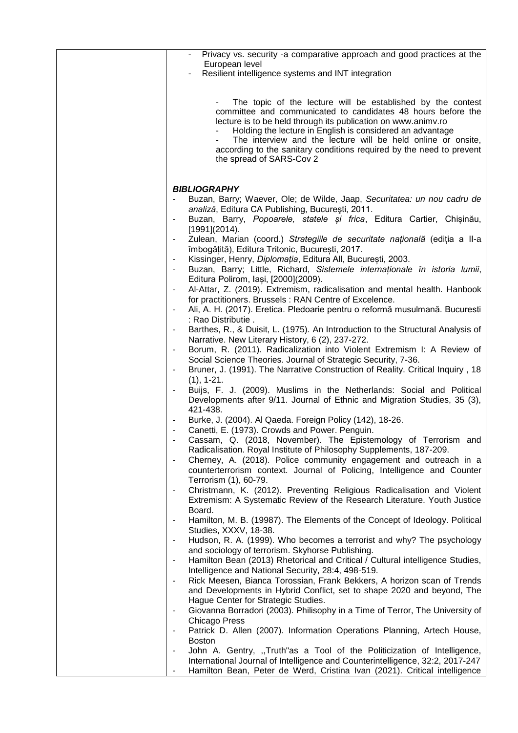- Privacy vs. security -a comparative approach and good practices at the European level
- Resilient intelligence systems and INT integration

- The topic of the lecture will be established by the contest committee and communicated to candidates 48 hours before the lecture is to be held through its publication on www.animv.ro
- Holding the lecture in English is considered an advantage
- The interview and the lecture will be held online or onsite, according to the sanitary conditions required by the need to prevent the spread of SARS-Cov 2

***BIBLIOGRAPHY***

- Buzan, Barry; Waever, Ole; de Wilde, Jaap, *Securitatea: un nou cadru de analiză*, Editura CA Publishing, Bucureşti, 2011.
- Buzan, Barry, *Popoarele, statele și frica*, Editura Cartier, Chișinău, [1991](2014).
- Zulean, Marian (coord.) *Strategiile de securitate națională* (ediția a II-a îmbogățită), Editura Tritonic, București, 2017.
- Kissinger, Henry, *Diplomația*, Editura All, București, 2003.
- Buzan, Barry; Little, Richard, *Sistemele internaționale în istoria lumii*, Editura Polirom, Iași, [2000](2009).
- Al-Attar, Z. (2019). Extremism, radicalisation and mental health. Hanbook for practitioners. Brussels : RAN Centre of Excelence.
- Ali, A. H. (2017). Eretica. Pledoarie pentru o reformă musulmană. Bucuresti : Rao Distributie .
- Barthes, R., & Duisit, L. (1975). An Introduction to the Structural Analysis of Narrative. New Literary History, 6 (2), 237-272.
- Borum, R. (2011). Radicalization into Violent Extremism I: A Review of Social Science Theories. Journal of Strategic Security, 7-36.
- Bruner, J. (1991). The Narrative Construction of Reality. Critical Inquiry , 18 (1), 1-21.
- Buijs, F. J. (2009). Muslims in the Netherlands: Social and Political Developments after 9/11. Journal of Ethnic and Migration Studies, 35 (3), 421-438.
- Burke, J. (2004). Al Qaeda. Foreign Policy (142), 18-26.
- Canetti, E. (1973). Crowds and Power. Penguin.
- Cassam, Q. (2018, November). The Epistemology of Terrorism and Radicalisation. Royal Institute of Philosophy Supplements, 187-209.
- Cherney, A. (2018). Police community engagement and outreach in a counterterrorism context. Journal of Policing, Intelligence and Counter Terrorism (1), 60-79.
- Christmann, K. (2012). Preventing Religious Radicalisation and Violent Extremism: A Systematic Review of the Research Literature. Youth Justice Board.
- Hamilton, M. B. (19987). The Elements of the Concept of Ideology. Political Studies, XXXV, 18-38.
- Hudson, R. A. (1999). Who becomes a terrorist and why? The psychology and sociology of terrorism. Skyhorse Publishing.
- Hamilton Bean (2013) Rhetorical and Critical / Cultural intelligence Studies, Intelligence and National Security, 28:4, 498-519.
- Rick Meesen, Bianca Torossian, Frank Bekkers, A horizon scan of Trends and Developments in Hybrid Conflict, set to shape 2020 and beyond, The Hague Center for Strategic Studies.
- Giovanna Borradori (2003). Philisophy in a Time of Terror, The University of Chicago Press
- Patrick D. Allen (2007). Information Operations Planning, Artech House, Boston
- John A. Gentry, ,,Truth"as a Tool of the Politicization of Intelligence, International Journal of Intelligence and Counterintelligence, 32:2, 2017-247
- Hamilton Bean, Peter de Werd, Cristina Ivan (2021). Critical intelligence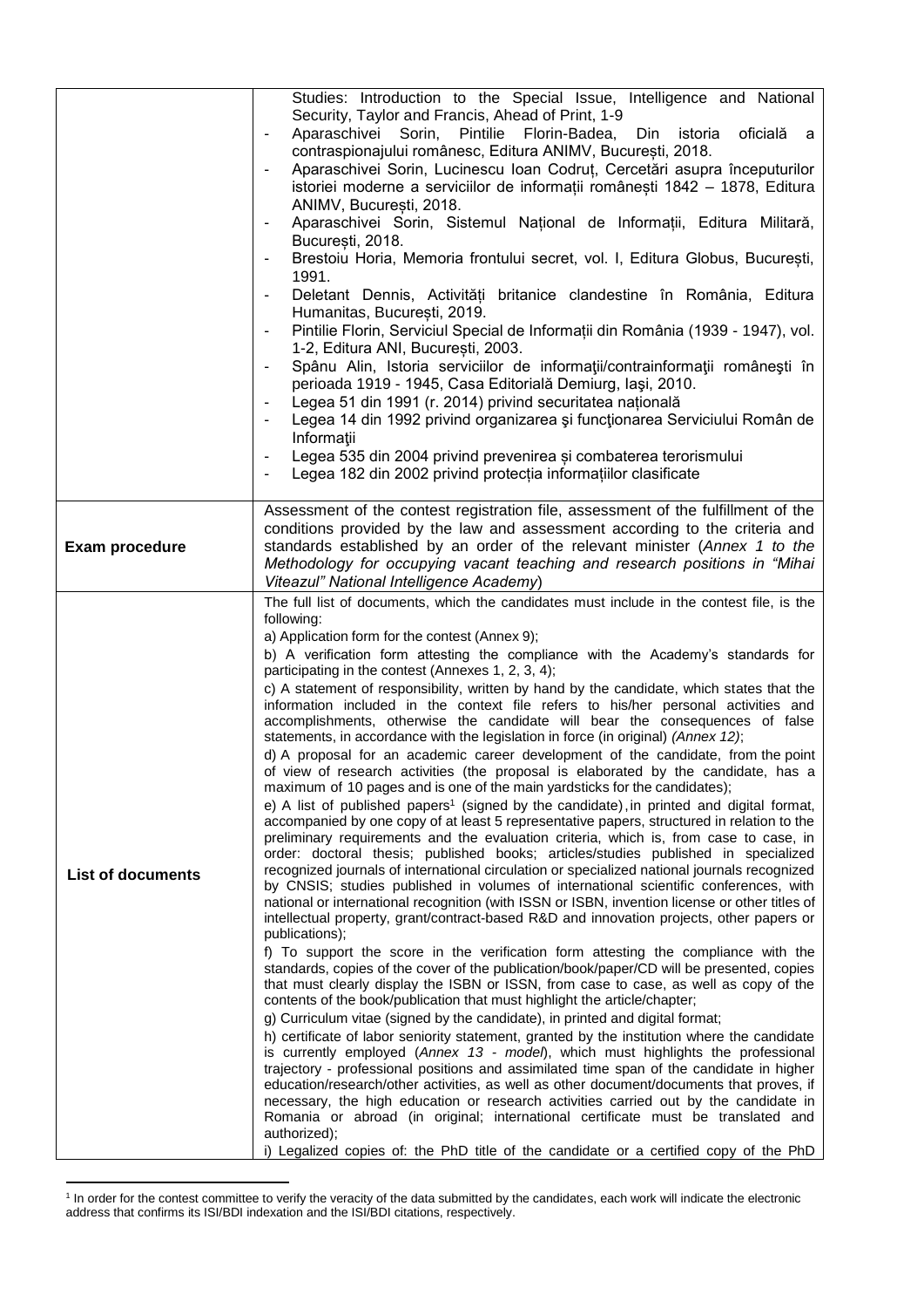| | |
|---|---|
| | Studies: Introduction to the Special Issue, Intelligence and National Security, Taylor and Francis, Ahead of Print, 1-9<br>- Aparaschivei Sorin, Pintilie Florin-Badea, Din istoria oficială a contraspionajului românesc, Editura ANIMV, București, 2018.<br>- Aparaschivei Sorin, Lucinescu Ioan Codruț, Cercetări asupra începuturilor istoriei moderne a serviciilor de informații românești 1842 – 1878, Editura ANIMV, București, 2018.<br>- Aparaschivei Sorin, Sistemul Național de Informații, Editura Militară, București, 2018.<br>- Brestoiu Horia, Memoria frontului secret, vol. I, Editura Globus, București, 1991.<br>- Deletant Dennis, Activități britanice clandestine în România, Editura Humanitas, București, 2019.<br>- Pintilie Florin, Serviciul Special de Informații din România (1939 - 1947), vol. 1-2, Editura ANI, București, 2003.<br>- Spânu Alin, Istoria serviciilor de informaţii/contrainformaţii româneşti în perioada 1919 - 1945, Casa Editorială Demiurg, Iaşi, 2010.<br>- Legea 51 din 1991 (r. 2014) privind securitatea națională<br>- Legea 14 din 1992 privind organizarea şi funcţionarea Serviciului Român de Informaţii<br>- Legea 535 din 2004 privind prevenirea și combaterea terorismului<br>- Legea 182 din 2002 privind protecția informațiilor clasificate |
| **Exam procedure** | Assessment of the contest registration file, assessment of the fulfillment of the conditions provided by the law and assessment according to the criteria and standards established by an order of the relevant minister (*Annex 1 to the Methodology for occupying vacant teaching and research positions in "Mihai Viteazul" National Intelligence Academy*) |
| **List of documents** | The full list of documents, which the candidates must include in the contest file, is the following:<br>a) Application form for the contest (Annex 9);<br>b) A verification form attesting the compliance with the Academy's standards for participating in the contest (Annexes 1, 2, 3, 4);<br>c) A statement of responsibility, written by hand by the candidate, which states that the information included in the context file refers to his/her personal activities and accomplishments, otherwise the candidate will bear the consequences of false statements, in accordance with the legislation in force (in original) *(Annex 12)*;<br>d) A proposal for an academic career development of the candidate, from the point of view of research activities (the proposal is elaborated by the candidate, has a maximum of 10 pages and is one of the main yardsticks for the candidates);<br>e) A list of published papers[1] (signed by the candidate), in printed and digital format, accompanied by one copy of at least 5 representative papers, structured in relation to the preliminary requirements and the evaluation criteria, which is, from case to case, in order: doctoral thesis; published books; articles/studies published in specialized recognized journals of international circulation or specialized national journals recognized by CNSIS; studies published in volumes of international scientific conferences, with national or international recognition (with ISSN or ISBN, invention license or other titles of intellectual property, grant/contract-based R&D and innovation projects, other papers or publications);<br>f) To support the score in the verification form attesting the compliance with the standards, copies of the cover of the publication/book/paper/CD will be presented, copies that must clearly display the ISBN or ISSN, from case to case, as well as copy of the contents of the book/publication that must highlight the article/chapter;<br>g) Curriculum vitae (signed by the candidate), in printed and digital format;<br>h) certificate of labor seniority statement, granted by the institution where the candidate is currently employed (*Annex 13 - model*), which must highlights the professional trajectory - professional positions and assimilated time span of the candidate in higher education/research/other activities, as well as other document/documents that proves, if necessary, the high education or research activities carried out by the candidate in Romania or abroad (in original; international certificate must be translated and authorized);<br>i) Legalized copies of: the PhD title of the candidate or a certified copy of the PhD |

[1] In order for the contest committee to verify the veracity of the data submitted by the candidates, each work will indicate the electronic address that confirms its ISI/BDI indexation and the ISI/BDI citations, respectively.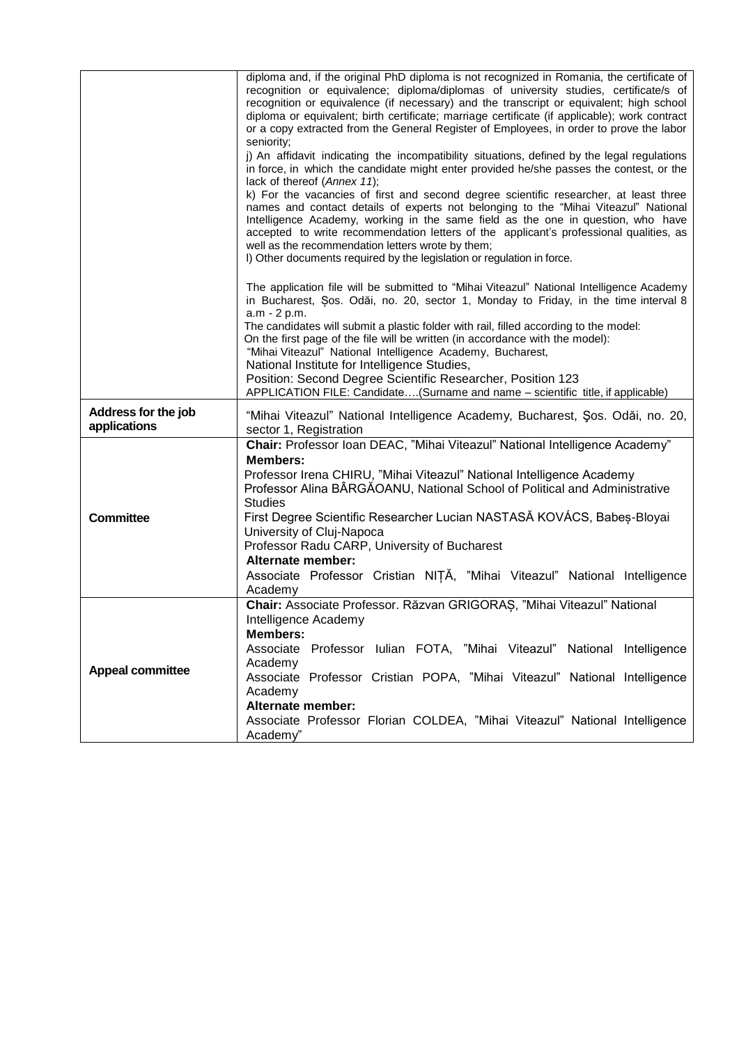| | |
|---|---|
| | diploma and, if the original PhD diploma is not recognized in Romania, the certificate of recognition or equivalence; diploma/diplomas of university studies, certificate/s of recognition or equivalence (if necessary) and the transcript or equivalent; high school diploma or equivalent; birth certificate; marriage certificate (if applicable); work contract or a copy extracted from the General Register of Employees, in order to prove the labor seniority;<br>j) An affidavit indicating the incompatibility situations, defined by the legal regulations in force, in which the candidate might enter provided he/she passes the contest, or the lack of thereof (*Annex 11*);<br>k) For the vacancies of first and second degree scientific researcher, at least three names and contact details of experts not belonging to the "Mihai Viteazul" National Intelligence Academy, working in the same field as the one in question, who have accepted to write recommendation letters of the applicant's professional qualities, as well as the recommendation letters wrote by them;<br>l) Other documents required by the legislation or regulation in force.<br><br>The application file will be submitted to "Mihai Viteazul" National Intelligence Academy in Bucharest, Șos. Odăi, no. 20, sector 1, Monday to Friday, in the time interval 8 a.m - 2 p.m.<br>The candidates will submit a plastic folder with rail, filled according to the model:<br>On the first page of the file will be written (in accordance with the model):<br>"Mihai Viteazul" National Intelligence Academy, Bucharest,<br>National Institute for Intelligence Studies,<br>Position: Second Degree Scientific Researcher, Position 123<br>APPLICATION FILE: Candidate….(Surname and name – scientific title, if applicable) |
| **Address for the job applications** | "Mihai Viteazul" National Intelligence Academy, Bucharest, Şos. Odăi, no. 20, sector 1, Registration |
| **Committee** | **Chair:** Professor Ioan DEAC, "Mihai Viteazul" National Intelligence Academy"<br>**Members:**<br>Professor Irena CHIRU, "Mihai Viteazul" National Intelligence Academy<br>Professor Alina BÂRGĂOANU, National School of Political and Administrative Studies<br>First Degree Scientific Researcher Lucian NASTASĂ KOVÁCS, Babeș-Bloyai University of Cluj-Napoca<br>Professor Radu CARP, University of Bucharest<br>**Alternate member:**<br>Associate Professor Cristian NIȚĂ, "Mihai Viteazul" National Intelligence Academy |
| **Appeal committee** | **Chair:** Associate Professor. Răzvan GRIGORAȘ, "Mihai Viteazul" National Intelligence Academy<br>**Members:**<br>Associate Professor Iulian FOTA, "Mihai Viteazul" National Intelligence Academy<br>Associate Professor Cristian POPA, "Mihai Viteazul" National Intelligence Academy<br>**Alternate member:**<br>Associate Professor Florian COLDEA, "Mihai Viteazul" National Intelligence Academy" |